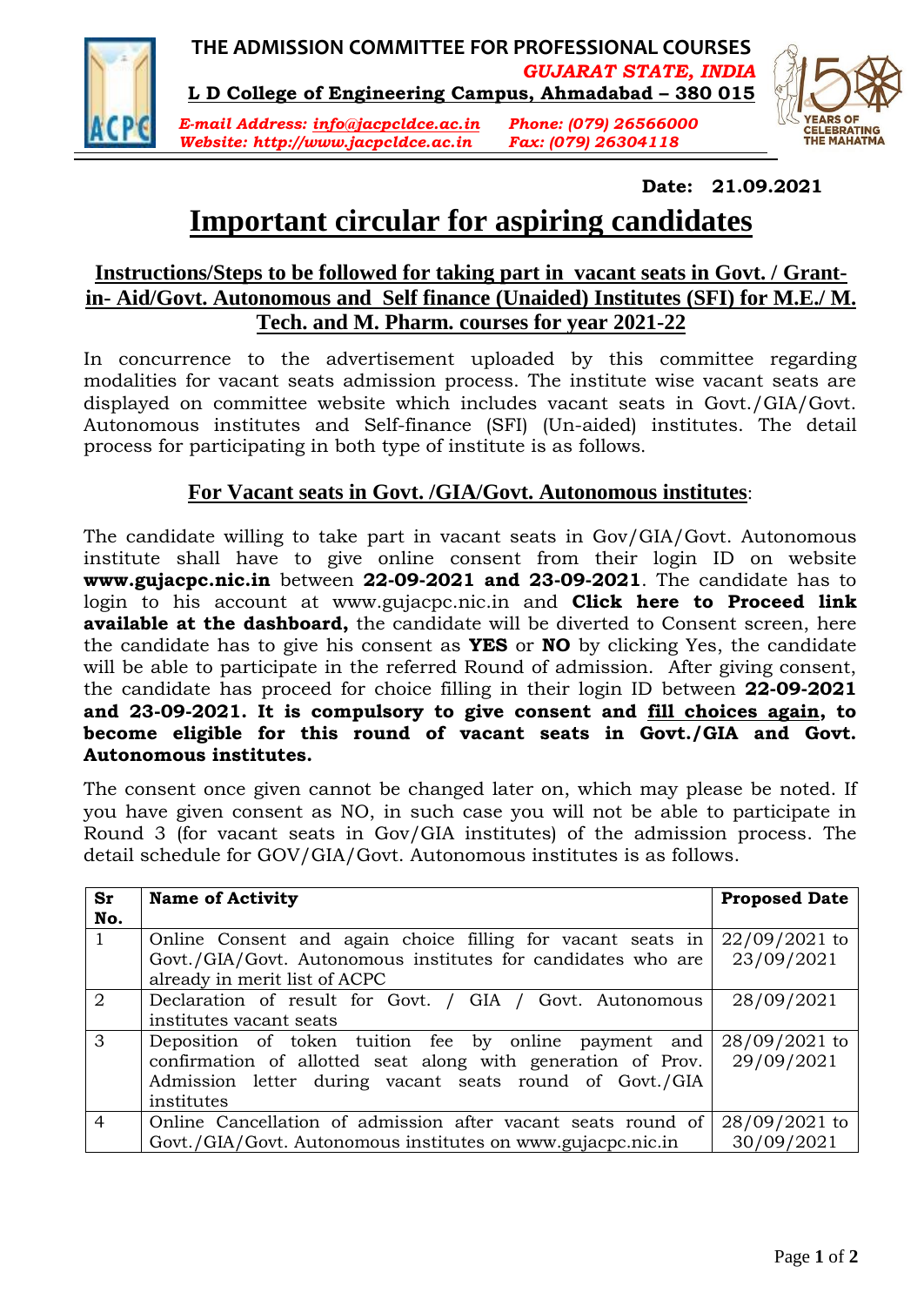**THE ADMISSION COMMITTEE FOR PROFESSIONAL COURSES**

***GUJARAT STATE, INDIA***

**L D College of Engineering Campus, Ahmadabad – 380 015**

*E-mail Address: info@jacpcldce.ac.in* *Phone: (079) 26566000*
*Website: http://www.jacpcldce.ac.in* *Fax: (079) 26304118*

**Date: 21.09.2021**

# Important circular for aspiring candidates

## Instructions/Steps to be followed for taking part in vacant seats in Govt. / Grant-in- Aid/Govt. Autonomous and Self finance (Unaided) Institutes (SFI) for M.E./ M. Tech. and M. Pharm. courses for year 2021-22

In concurrence to the advertisement uploaded by this committee regarding modalities for vacant seats admission process. The institute wise vacant seats are displayed on committee website which includes vacant seats in Govt./GIA/Govt. Autonomous institutes and Self-finance (SFI) (Un-aided) institutes. The detail process for participating in both type of institute is as follows.

### For Vacant seats in Govt. /GIA/Govt. Autonomous institutes:

The candidate willing to take part in vacant seats in Gov/GIA/Govt. Autonomous institute shall have to give online consent from their login ID on website **www.gujacpc.nic.in** between **22-09-2021 and 23-09-2021**. The candidate has to login to his account at www.gujacpc.nic.in and **Click here to Proceed link available at the dashboard,** the candidate will be diverted to Consent screen, here the candidate has to give his consent as **YES** or **NO** by clicking Yes, the candidate will be able to participate in the referred Round of admission. After giving consent, the candidate has proceed for choice filling in their login ID between **22-09-2021 and 23-09-2021. It is compulsory to give consent and fill choices again, to become eligible for this round of vacant seats in Govt./GIA and Govt. Autonomous institutes.**

The consent once given cannot be changed later on, which may please be noted. If you have given consent as NO, in such case you will not be able to participate in Round 3 (for vacant seats in Gov/GIA institutes) of the admission process. The detail schedule for GOV/GIA/Govt. Autonomous institutes is as follows.

| Sr No. | Name of Activity | Proposed Date |
|---|---|---|
| 1 | Online Consent and again choice filling for vacant seats in Govt./GIA/Govt. Autonomous institutes for candidates who are already in merit list of ACPC | 22/09/2021 to 23/09/2021 |
| 2 | Declaration of result for Govt. / GIA / Govt. Autonomous institutes vacant seats | 28/09/2021 |
| 3 | Deposition of token tuition fee by online payment and confirmation of allotted seat along with generation of Prov. Admission letter during vacant seats round of Govt./GIA institutes | 28/09/2021 to 29/09/2021 |
| 4 | Online Cancellation of admission after vacant seats round of Govt./GIA/Govt. Autonomous institutes on www.gujacpc.nic.in | 28/09/2021 to 30/09/2021 |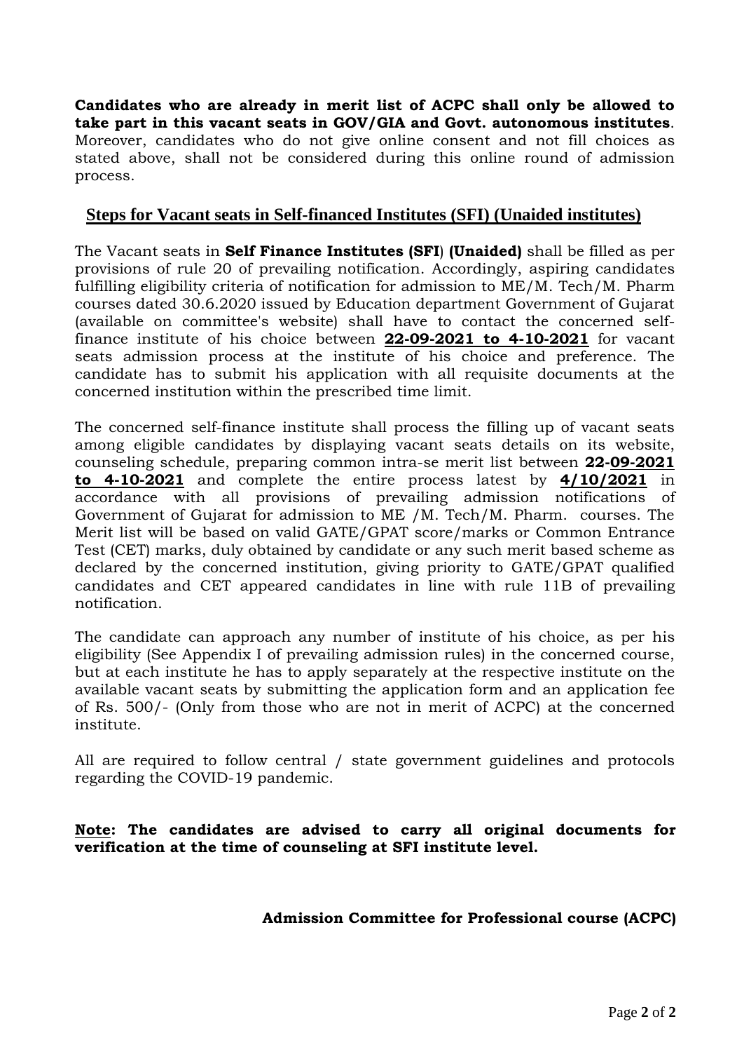**Candidates who are already in merit list of ACPC shall only be allowed to take part in this vacant seats in GOV/GIA and Govt. autonomous institutes**. Moreover, candidates who do not give online consent and not fill choices as stated above, shall not be considered during this online round of admission process.

## Steps for Vacant seats in Self-financed Institutes (SFI) (Unaided institutes)

The Vacant seats in **Self Finance Institutes (SFI**) **(Unaided)** shall be filled as per provisions of rule 20 of prevailing notification. Accordingly, aspiring candidates fulfilling eligibility criteria of notification for admission to ME/M. Tech/M. Pharm courses dated 30.6.2020 issued by Education department Government of Gujarat (available on committee's website) shall have to contact the concerned self-finance institute of his choice between **22-09-2021 to 4-10-2021** for vacant seats admission process at the institute of his choice and preference. The candidate has to submit his application with all requisite documents at the concerned institution within the prescribed time limit.

The concerned self-finance institute shall process the filling up of vacant seats among eligible candidates by displaying vacant seats details on its website, counseling schedule, preparing common intra-se merit list between **22-09-2021 to 4-10-2021** and complete the entire process latest by **4/10/2021** in accordance with all provisions of prevailing admission notifications of Government of Gujarat for admission to ME /M. Tech/M. Pharm. courses. The Merit list will be based on valid GATE/GPAT score/marks or Common Entrance Test (CET) marks, duly obtained by candidate or any such merit based scheme as declared by the concerned institution, giving priority to GATE/GPAT qualified candidates and CET appeared candidates in line with rule 11B of prevailing notification.

The candidate can approach any number of institute of his choice, as per his eligibility (See Appendix I of prevailing admission rules) in the concerned course, but at each institute he has to apply separately at the respective institute on the available vacant seats by submitting the application form and an application fee of Rs. 500/- (Only from those who are not in merit of ACPC) at the concerned institute.

All are required to follow central / state government guidelines and protocols regarding the COVID-19 pandemic.

**Note: The candidates are advised to carry all original documents for verification at the time of counseling at SFI institute level.**

**Admission Committee for Professional course (ACPC)**